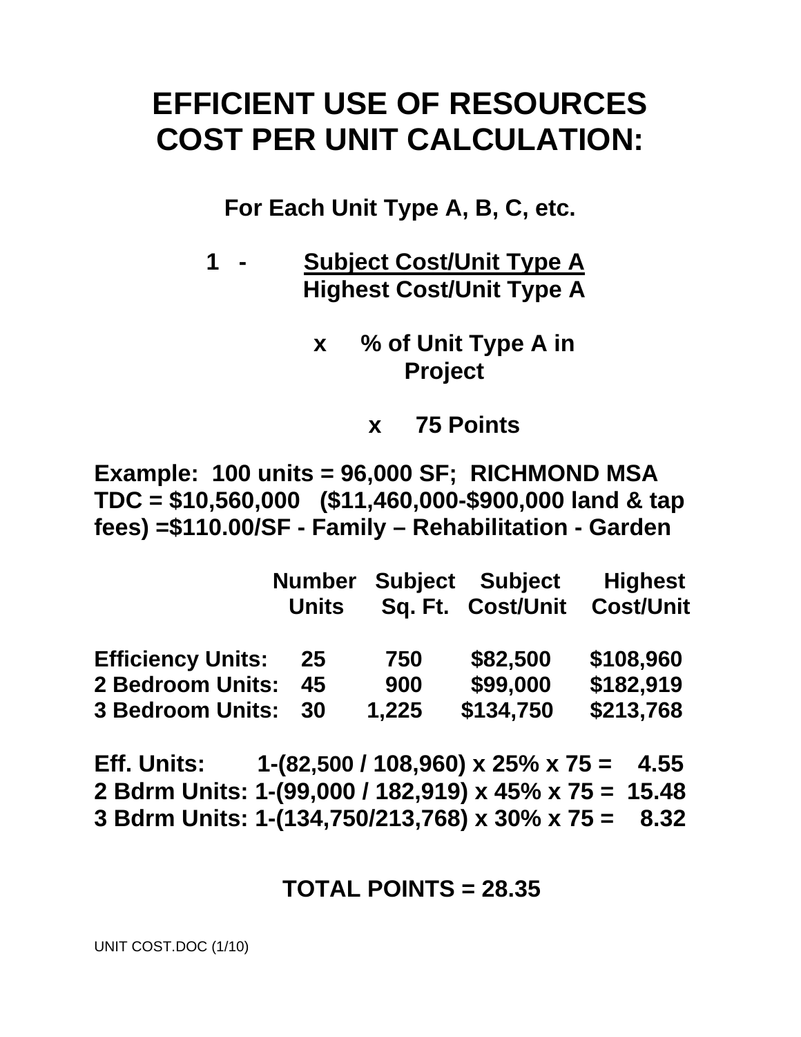# EFFICIENT USE OF RESOURCES COST PER UNIT CALCULATION:

**For Each Unit Type A, B, C, etc.**

$$1 - \frac{\text{Subject Cost/Unit Type A}}{\text{Highest Cost/Unit Type A}}$$

$$\times \ \text{\% of Unit Type A in Project}$$

$$\times \ 75 \text{ Points}$$

**Example: 100 units = 96,000 SF; RICHMOND MSA TDC = $10,560,000 ($11,460,000-$900,000 land & tap fees) =$110.00/SF - Family – Rehabilitation - Garden**

| | Number Units | Subject Sq. Ft. | Subject Cost/Unit | Highest Cost/Unit |
|---|---|---|---|---|
| **Efficiency Units:** | 25 | 750 | $82,500 | $108,960 |
| **2 Bedroom Units:** | 45 | 900 | $99,000 | $182,919 |
| **3 Bedroom Units:** | 30 | 1,225 | $134,750 | $213,768 |

**Eff. Units:** 1-(82,500 / 108,960) x 25% x 75 = 4.55
**2 Bdrm Units:** 1-(99,000 / 182,919) x 45% x 75 = 15.48
**3 Bdrm Units:** 1-(134,750/213,768) x 30% x 75 = 8.32

**TOTAL POINTS = 28.35**

UNIT COST.DOC (1/10)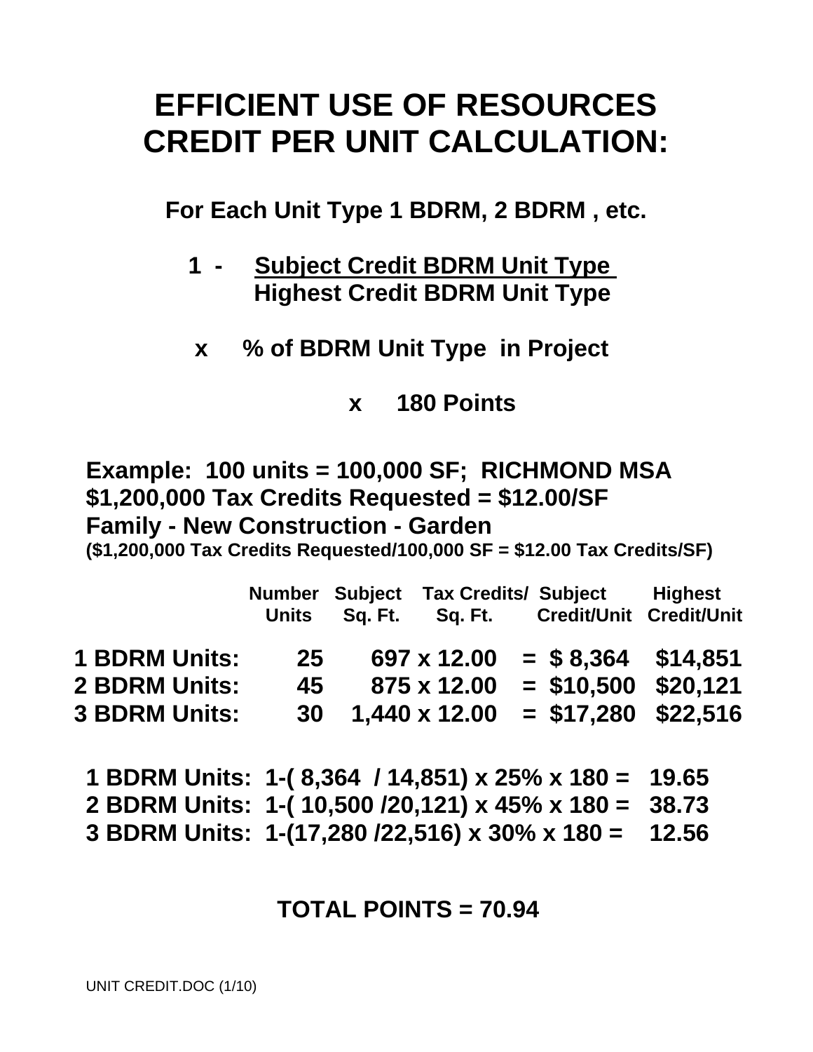# EFFICIENT USE OF RESOURCES CREDIT PER UNIT CALCULATION:

**For Each Unit Type 1 BDRM, 2 BDRM , etc.**

$$1 - \frac{\text{Subject Credit BDRM Unit Type}}{\text{Highest Credit BDRM Unit Type}}$$

**x % of BDRM Unit Type in Project**

**x 180 Points**

**Example: 100 units = 100,000 SF; RICHMOND MSA**
**$1,200,000 Tax Credits Requested = $12.00/SF**
**Family - New Construction - Garden**
**($1,200,000 Tax Credits Requested/100,000 SF = $12.00 Tax Credits/SF)**

| | Number Units | Subject Sq. Ft. | Tax Credits/ Sq. Ft. | Subject Credit/Unit | Highest Credit/Unit |
|---|---|---|---|---|---|
| **1 BDRM Units:** | 25 | 697 x | 12.00 | = $ 8,364 | $14,851 |
| **2 BDRM Units:** | 45 | 875 x | 12.00 | = $10,500 | $20,121 |
| **3 BDRM Units:** | 30 | 1,440 x | 12.00 | = $17,280 | $22,516 |

**1 BDRM Units: 1-( 8,364 / 14,851) x 25% x 180 = 19.65**
**2 BDRM Units: 1-( 10,500 /20,121) x 45% x 180 = 38.73**
**3 BDRM Units: 1-(17,280 /22,516) x 30% x 180 = 12.56**

**TOTAL POINTS = 70.94**

UNIT CREDIT.DOC (1/10)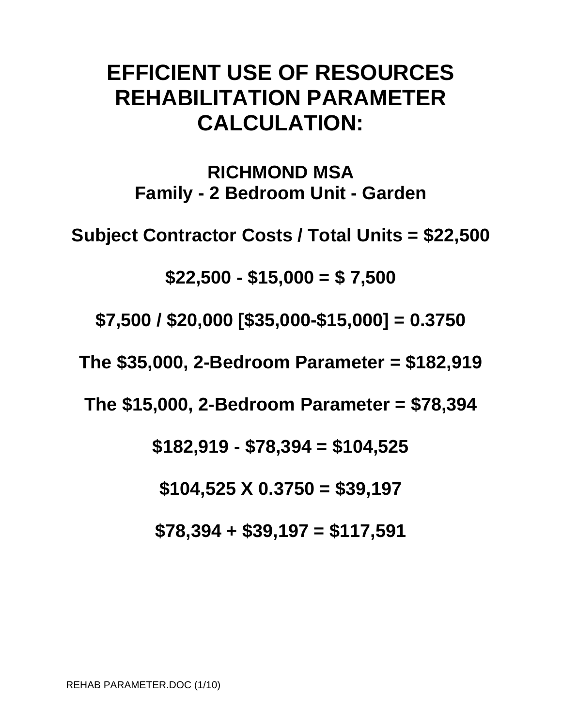# EFFICIENT USE OF RESOURCES REHABILITATION PARAMETER CALCULATION:

## RICHMOND MSA
## Family - 2 Bedroom Unit - Garden

**Subject Contractor Costs / Total Units = $22,500**

**$22,500 - $15,000 = $ 7,500**

**$7,500 / $20,000 [$35,000-$15,000] = 0.3750**

**The $35,000, 2-Bedroom Parameter = $182,919**

**The $15,000, 2-Bedroom Parameter = $78,394**

**$182,919 - $78,394 = $104,525**

**$104,525 X 0.3750 = $39,197**

**$78,394 + $39,197 = $117,591**

REHAB PARAMETER.DOC (1/10)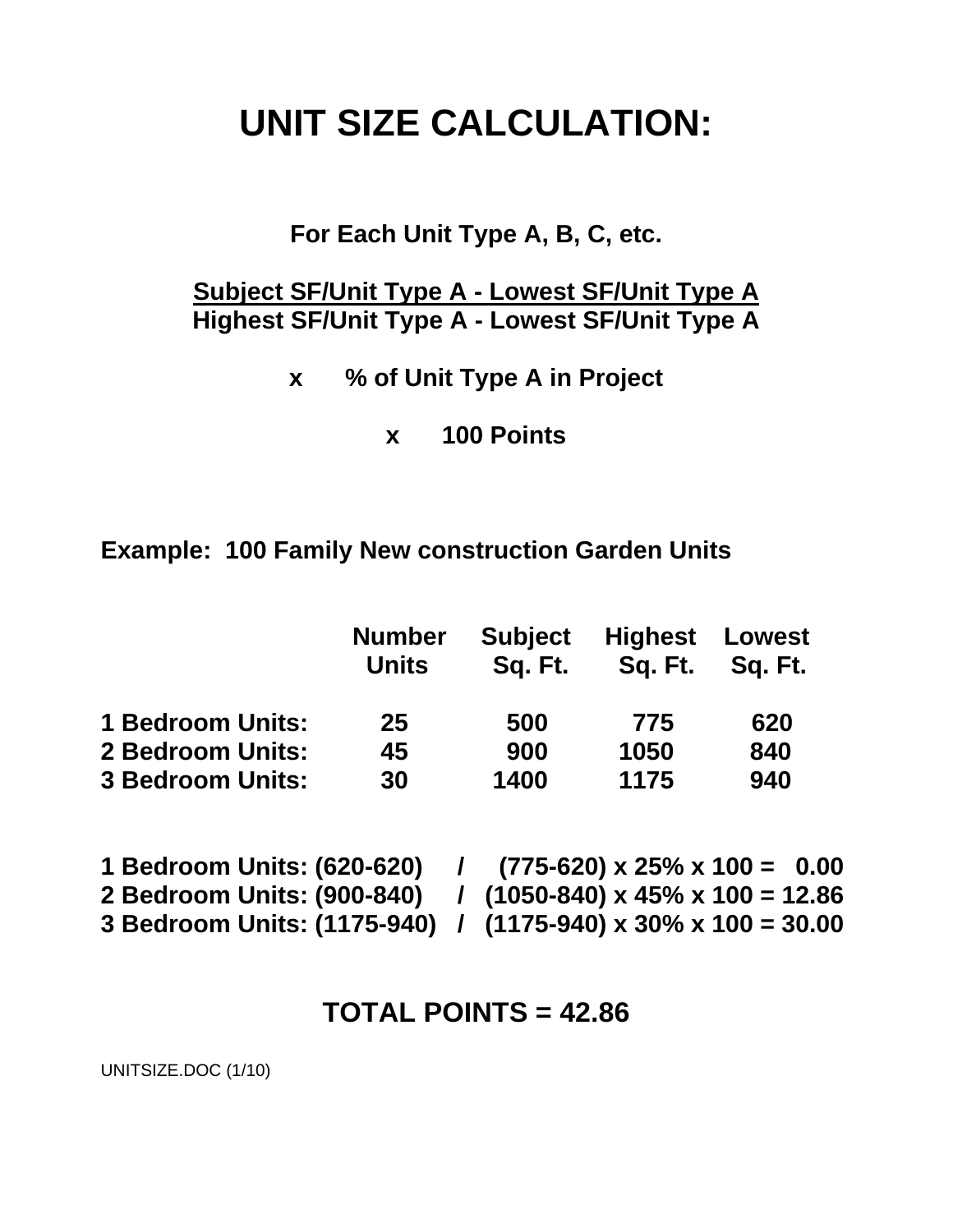# UNIT SIZE CALCULATION:

**For Each Unit Type A, B, C, etc.**

$$\frac{\text{Subject SF/Unit Type A - Lowest SF/Unit Type A}}{\text{Highest SF/Unit Type A - Lowest SF/Unit Type A}}$$

**x % of Unit Type A in Project**

**x 100 Points**

**Example: 100 Family New construction Garden Units**

| | Number Units | Subject Sq. Ft. | Highest Sq. Ft. | Lowest Sq. Ft. |
|---|---|---|---|---|
| **1 Bedroom Units:** | 25 | 500 | 775 | 620 |
| **2 Bedroom Units:** | 45 | 900 | 1050 | 840 |
| **3 Bedroom Units:** | 30 | 1400 | 1175 | 940 |

**1 Bedroom Units: (620-620) / (775-620) x 25% x 100 = 0.00**
**2 Bedroom Units: (900-840) / (1050-840) x 45% x 100 = 12.86**
**3 Bedroom Units: (1175-940) / (1175-940) x 30% x 100 = 30.00**

## TOTAL POINTS = 42.86

UNITSIZE.DOC (1/10)